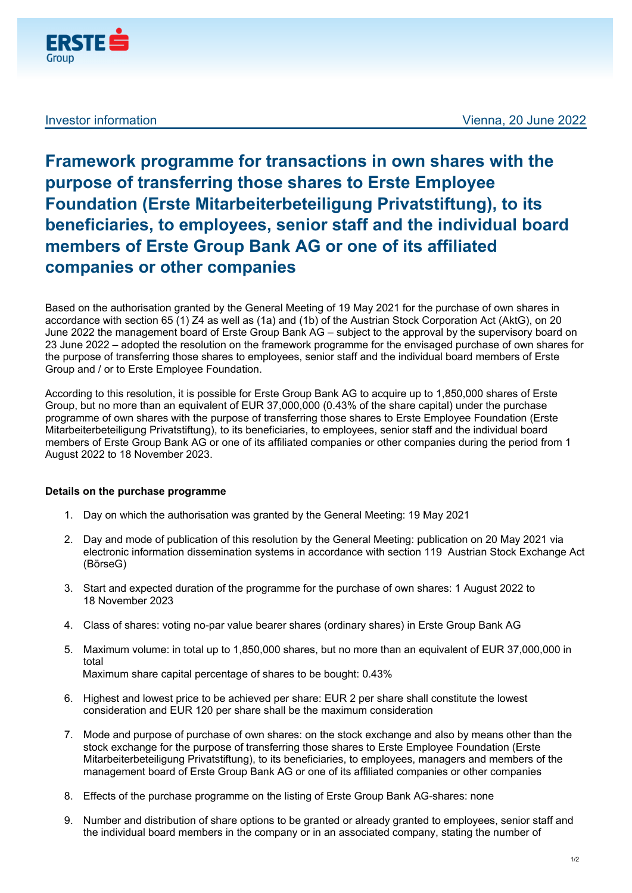Investor information Vienna, 20 June 2022

# Framework programme for transactions in own shares with the purpose of transferring those shares to Erste Employee Foundation (Erste Mitarbeiterbeteiligung Privatstiftung), to its beneficiaries, to employees, senior staff and the individual board members of Erste Group Bank AG or one of its affiliated companies or other companies

Based on the authorisation granted by the General Meeting of 19 May 2021 for the purchase of own shares in accordance with section 65 (1) Z4 as well as (1a) and (1b) of the Austrian Stock Corporation Act (AktG), on 20 June 2022 the management board of Erste Group Bank AG – subject to the approval by the supervisory board on 23 June 2022 – adopted the resolution on the framework programme for the envisaged purchase of own shares for the purpose of transferring those shares to employees, senior staff and the individual board members of Erste Group and / or to Erste Employee Foundation.

According to this resolution, it is possible for Erste Group Bank AG to acquire up to 1,850,000 shares of Erste Group, but no more than an equivalent of EUR 37,000,000 (0.43% of the share capital) under the purchase programme of own shares with the purpose of transferring those shares to Erste Employee Foundation (Erste Mitarbeiterbeteiligung Privatstiftung), to its beneficiaries, to employees, senior staff and the individual board members of Erste Group Bank AG or one of its affiliated companies or other companies during the period from 1 August 2022 to 18 November 2023.

**Details on the purchase programme**

1. Day on which the authorisation was granted by the General Meeting: 19 May 2021
2. Day and mode of publication of this resolution by the General Meeting: publication on 20 May 2021 via electronic information dissemination systems in accordance with section 119 Austrian Stock Exchange Act (BörseG)
3. Start and expected duration of the programme for the purchase of own shares: 1 August 2022 to 18 November 2023
4. Class of shares: voting no-par value bearer shares (ordinary shares) in Erste Group Bank AG
5. Maximum volume: in total up to 1,850,000 shares, but no more than an equivalent of EUR 37,000,000 in total
   Maximum share capital percentage of shares to be bought: 0.43%
6. Highest and lowest price to be achieved per share: EUR 2 per share shall constitute the lowest consideration and EUR 120 per share shall be the maximum consideration
7. Mode and purpose of purchase of own shares: on the stock exchange and also by means other than the stock exchange for the purpose of transferring those shares to Erste Employee Foundation (Erste Mitarbeiterbeteiligung Privatstiftung), to its beneficiaries, to employees, managers and members of the management board of Erste Group Bank AG or one of its affiliated companies or other companies
8. Effects of the purchase programme on the listing of Erste Group Bank AG-shares: none
9. Number and distribution of share options to be granted or already granted to employees, senior staff and the individual board members in the company or in an associated company, stating the number of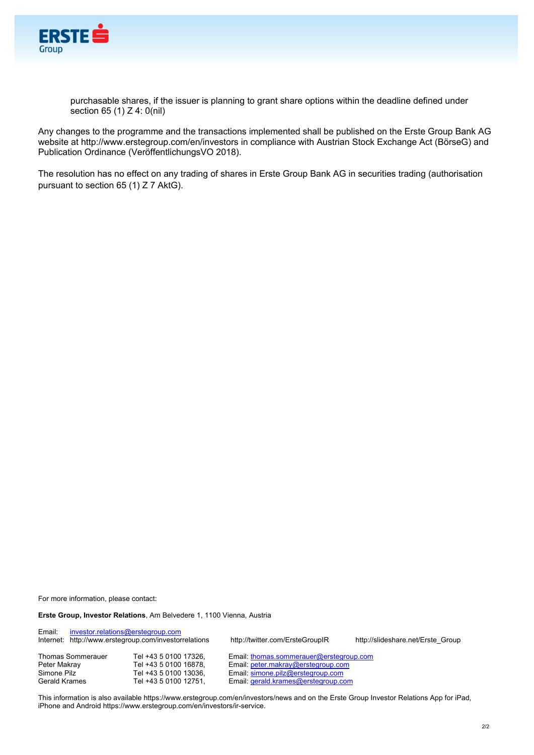purchasable shares, if the issuer is planning to grant share options within the deadline defined under section 65 (1) Z 4: 0(nil)

Any changes to the programme and the transactions implemented shall be published on the Erste Group Bank AG website at http://www.erstegroup.com/en/investors in compliance with Austrian Stock Exchange Act (BörseG) and Publication Ordinance (VeröffentlichungsVO 2018).

The resolution has no effect on any trading of shares in Erste Group Bank AG in securities trading (authorisation pursuant to section 65 (1) Z 7 AktG).

For more information, please contact:

**Erste Group, Investor Relations**, Am Belvedere 1, 1100 Vienna, Austria

Email: investor.relations@erstegroup.com
Internet: http://www.erstegroup.com/investorrelations http://twitter.com/ErsteGroupIR http://slideshare.net/Erste_Group

| | | |
|---|---|---|
| Thomas Sommerauer | Tel +43 5 0100 17326, | Email: thomas.sommerauer@erstegroup.com |
| Peter Makray | Tel +43 5 0100 16878, | Email: peter.makray@erstegroup.com |
| Simone Pilz | Tel +43 5 0100 13036, | Email: simone.pilz@erstegroup.com |
| Gerald Krames | Tel +43 5 0100 12751, | Email: gerald.krames@erstegroup.com |

This information is also available https://www.erstegroup.com/en/investors/news and on the Erste Group Investor Relations App for iPad, iPhone and Android https://www.erstegroup.com/en/investors/ir-service.